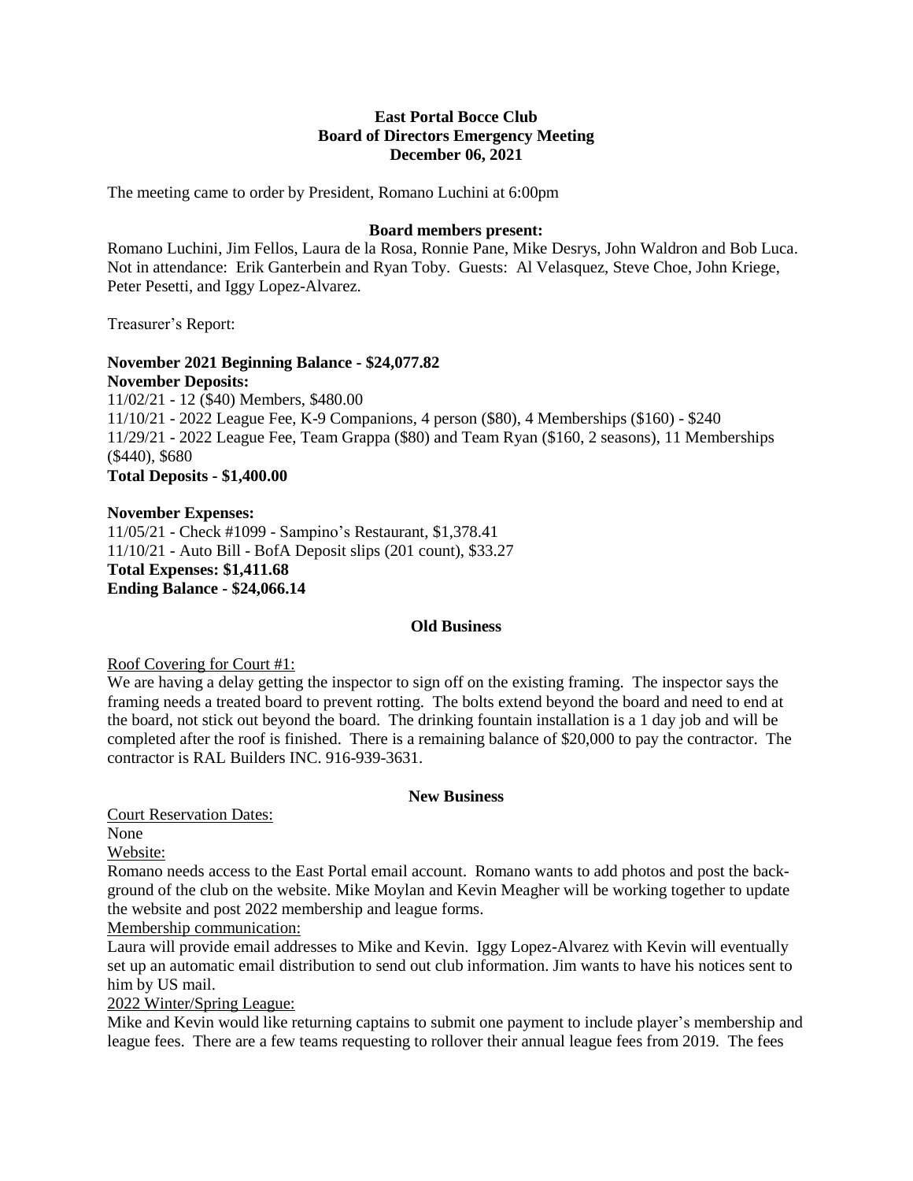**East Portal Bocce Club**
**Board of Directors Emergency Meeting**
**December 06, 2021**

The meeting came to order by President, Romano Luchini at 6:00pm

**Board members present:**

Romano Luchini, Jim Fellos, Laura de la Rosa, Ronnie Pane, Mike Desrys, John Waldron and Bob Luca. Not in attendance: Erik Ganterbein and Ryan Toby. Guests: Al Velasquez, Steve Choe, John Kriege, Peter Pesetti, and Iggy Lopez-Alvarez.

Treasurer's Report:

**November 2021 Beginning Balance - $24,077.82**
**November Deposits:**
11/02/21 - 12 ($40) Members, $480.00
11/10/21 - 2022 League Fee, K-9 Companions, 4 person ($80), 4 Memberships ($160) - $240
11/29/21 - 2022 League Fee, Team Grappa ($80) and Team Ryan ($160, 2 seasons), 11 Memberships ($440), $680
**Total Deposits - $1,400.00**

**November Expenses:**
11/05/21 - Check #1099 - Sampino's Restaurant, $1,378.41
11/10/21 - Auto Bill - BofA Deposit slips (201 count), $33.27
**Total Expenses: $1,411.68**
**Ending Balance - $24,066.14**

**Old Business**

Roof Covering for Court #1:

We are having a delay getting the inspector to sign off on the existing framing. The inspector says the framing needs a treated board to prevent rotting. The bolts extend beyond the board and need to end at the board, not stick out beyond the board. The drinking fountain installation is a 1 day job and will be completed after the roof is finished. There is a remaining balance of $20,000 to pay the contractor. The contractor is RAL Builders INC. 916-939-3631.

**New Business**

Court Reservation Dates:

None

Website:

Romano needs access to the East Portal email account. Romano wants to add photos and post the back-ground of the club on the website. Mike Moylan and Kevin Meagher will be working together to update the website and post 2022 membership and league forms.

Membership communication:

Laura will provide email addresses to Mike and Kevin. Iggy Lopez-Alvarez with Kevin will eventually set up an automatic email distribution to send out club information. Jim wants to have his notices sent to him by US mail.

2022 Winter/Spring League:

Mike and Kevin would like returning captains to submit one payment to include player's membership and league fees. There are a few teams requesting to rollover their annual league fees from 2019. The fees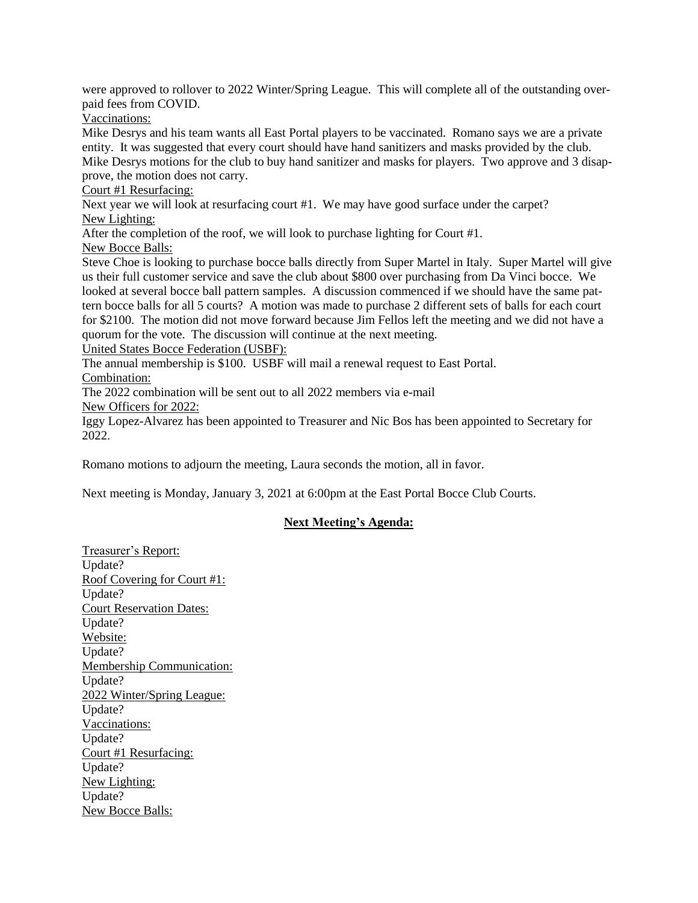were approved to rollover to 2022 Winter/Spring League. This will complete all of the outstanding over-paid fees from COVID.

Vaccinations:

Mike Desrys and his team wants all East Portal players to be vaccinated. Romano says we are a private entity. It was suggested that every court should have hand sanitizers and masks provided by the club. Mike Desrys motions for the club to buy hand sanitizer and masks for players. Two approve and 3 disapprove, the motion does not carry.

Court #1 Resurfacing:

Next year we will look at resurfacing court #1. We may have good surface under the carpet?

New Lighting:

After the completion of the roof, we will look to purchase lighting for Court #1.

New Bocce Balls:

Steve Choe is looking to purchase bocce balls directly from Super Martel in Italy. Super Martel will give us their full customer service and save the club about $800 over purchasing from Da Vinci bocce. We looked at several bocce ball pattern samples. A discussion commenced if we should have the same pattern bocce balls for all 5 courts? A motion was made to purchase 2 different sets of balls for each court for $2100. The motion did not move forward because Jim Fellos left the meeting and we did not have a quorum for the vote. The discussion will continue at the next meeting.

United States Bocce Federation (USBF):

The annual membership is $100. USBF will mail a renewal request to East Portal.

Combination:

The 2022 combination will be sent out to all 2022 members via e-mail

New Officers for 2022:

Iggy Lopez-Alvarez has been appointed to Treasurer and Nic Bos has been appointed to Secretary for 2022.

Romano motions to adjourn the meeting, Laura seconds the motion, all in favor.

Next meeting is Monday, January 3, 2021 at 6:00pm at the East Portal Bocce Club Courts.

**Next Meeting's Agenda:**

Treasurer's Report:
Update?
Roof Covering for Court #1:
Update?
Court Reservation Dates:
Update?
Website:
Update?
Membership Communication:
Update?
2022 Winter/Spring League:
Update?
Vaccinations:
Update?
Court #1 Resurfacing:
Update?
New Lighting:
Update?
New Bocce Balls: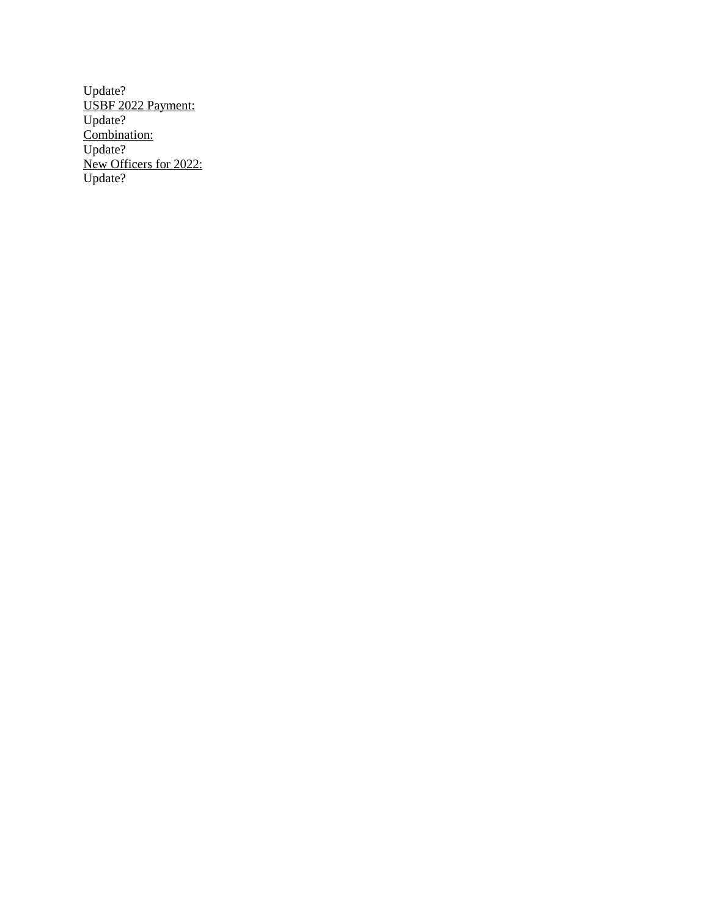Update?

<u>USBF 2022 Payment:</u>

Update?

<u>Combination:</u>

Update?

<u>New Officers for 2022:</u>

Update?